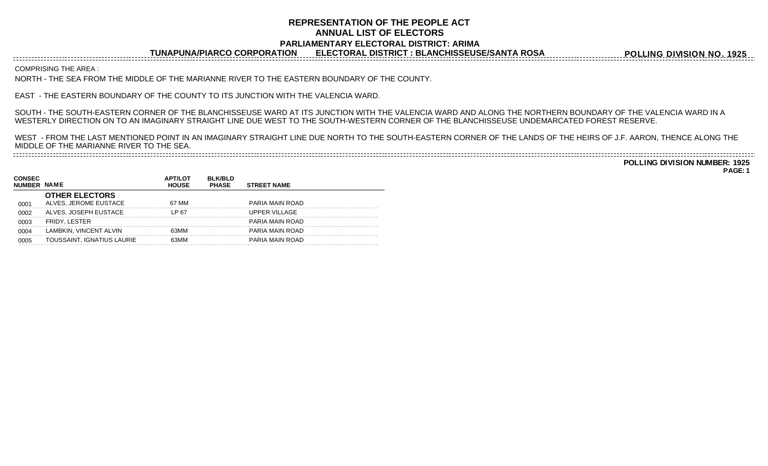# REPRESENTATION OF THE PEOPLE ACT
## ANNUAL LIST OF ELECTORS
### PARLIAMENTARY ELECTORAL DISTRICT: ARIMA

**TUNAPUNA/PIARCO CORPORATION ELECTORAL DISTRICT : BLANCHISSEUSE/SANTA ROSA**

**POLLING DIVISION NO. 1925**

COMPRISING THE AREA :

NORTH - THE SEA FROM THE MIDDLE OF THE MARIANNE RIVER TO THE EASTERN BOUNDARY OF THE COUNTY.

EAST - THE EASTERN BOUNDARY OF THE COUNTY TO ITS JUNCTION WITH THE VALENCIA WARD.

SOUTH - THE SOUTH-EASTERN CORNER OF THE BLANCHISSEUSE WARD AT ITS JUNCTION WITH THE VALENCIA WARD AND ALONG THE NORTHERN BOUNDARY OF THE VALENCIA WARD IN A WESTERLY DIRECTION ON TO AN IMAGINARY STRAIGHT LINE DUE WEST TO THE SOUTH-WESTERN CORNER OF THE BLANCHISSEUSE UNDEMARCATED FOREST RESERVE.

WEST - FROM THE LAST MENTIONED POINT IN AN IMAGINARY STRAIGHT LINE DUE NORTH TO THE SOUTH-EASTERN CORNER OF THE LANDS OF THE HEIRS OF J.F. AARON, THENCE ALONG THE MIDDLE OF THE MARIANNE RIVER TO THE SEA.

**POLLING DIVISION NUMBER: 1925**

| CONSEC NUMBER | NAME | APT/LOT HOUSE | BLK/BLD PHASE | STREET NAME |
|---|---|---|---|---|
| | **OTHER ELECTORS** | | | |
| 0001 | ALVES, JEROME EUSTACE | 67 MM | | PARIA MAIN ROAD |
| 0002 | ALVES, JOSEPH EUSTACE | LP 67 | | UPPER VILLAGE |
| 0003 | FRIDY, LESTER | | | PARIA MAIN ROAD |
| 0004 | LAMBKIN, VINCENT ALVIN | 63MM | | PARIA MAIN ROAD |
| 0005 | TOUSSAINT, IGNATIUS LAURIE | 63MM | | PARIA MAIN ROAD |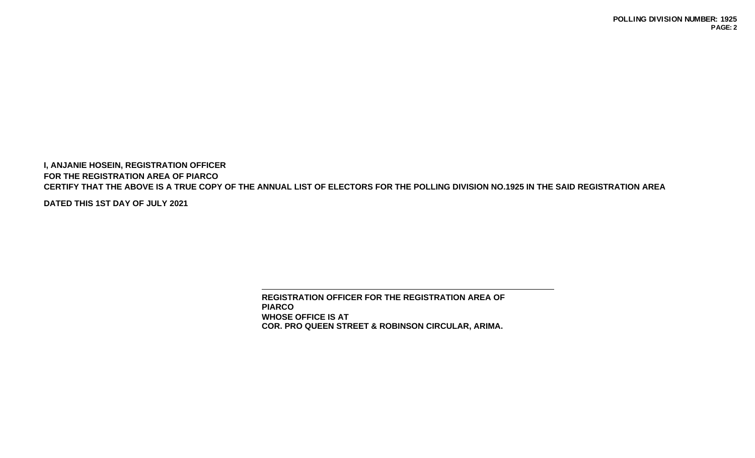**I, ANJANIE HOSEIN, REGISTRATION OFFICER**
**FOR THE REGISTRATION AREA OF PIARCO**
**CERTIFY THAT THE ABOVE IS A TRUE COPY OF THE ANNUAL LIST OF ELECTORS FOR THE POLLING DIVISION NO.1925 IN THE SAID REGISTRATION AREA**

**DATED THIS 1ST DAY OF JULY 2021**

---

**REGISTRATION OFFICER FOR THE REGISTRATION AREA OF PIARCO**
**WHOSE OFFICE IS AT**
**COR. PRO QUEEN STREET & ROBINSON CIRCULAR, ARIMA.**